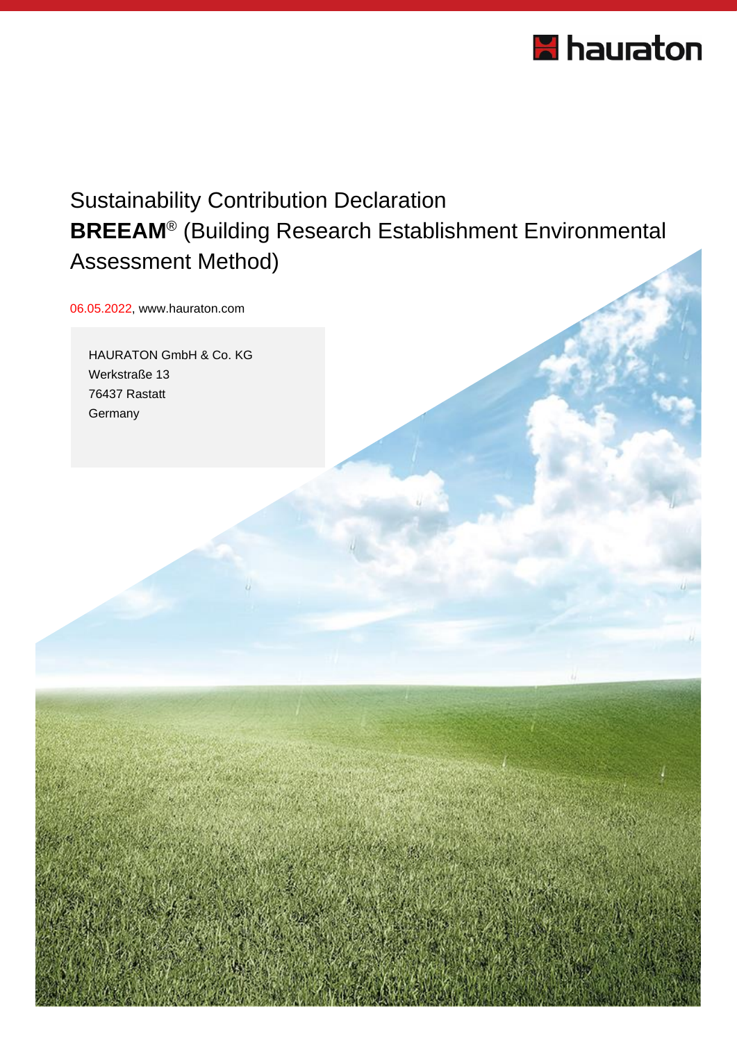hauraton

# Sustainability Contribution Declaration

# **BREEAM**® (Building Research Establishment Environmental Assessment Method)

06.05.2022, www.hauraton.com

HAURATON GmbH & Co. KG
Werkstraße 13
76437 Rastatt
Germany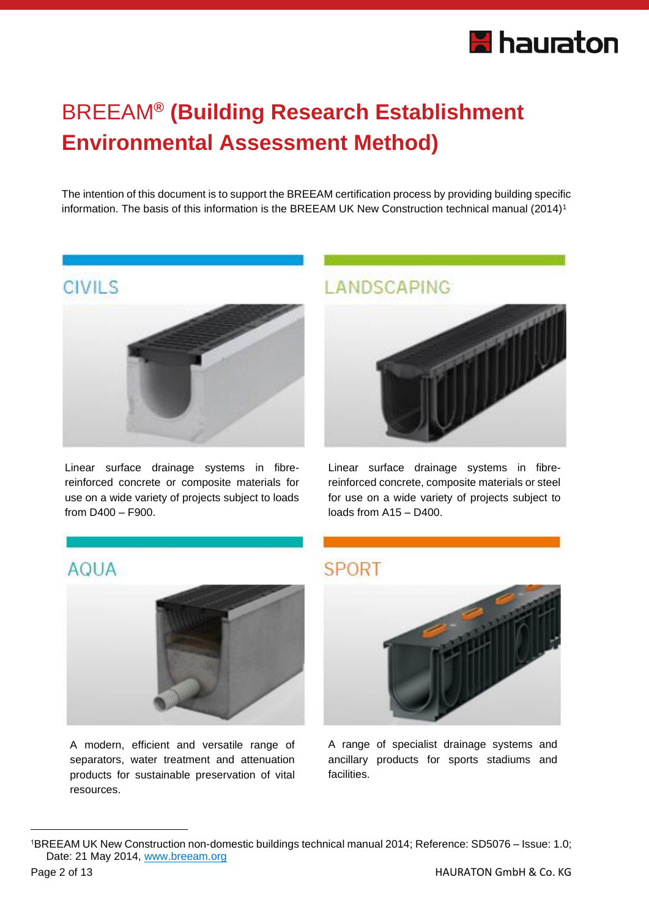# BREEAM® (Building Research Establishment Environmental Assessment Method)

The intention of this document is to support the BREEAM certification process by providing building specific information. The basis of this information is the BREEAM UK New Construction technical manual (2014)[1]

## CIVILS

Linear surface drainage systems in fibre-reinforced concrete or composite materials for use on a wide variety of projects subject to loads from D400 – F900.

## LANDSCAPING

Linear surface drainage systems in fibre-reinforced concrete, composite materials or steel for use on a wide variety of projects subject to loads from A15 – D400.

## AQUA

A modern, efficient and versatile range of separators, water treatment and attenuation products for sustainable preservation of vital resources.

## SPORT

A range of specialist drainage systems and ancillary products for sports stadiums and facilities.

---

[1] BREEAM UK New Construction non-domestic buildings technical manual 2014; Reference: SD5076 – Issue: 1.0; Date: 21 May 2014, [www.breeam.org](www.breeam.org)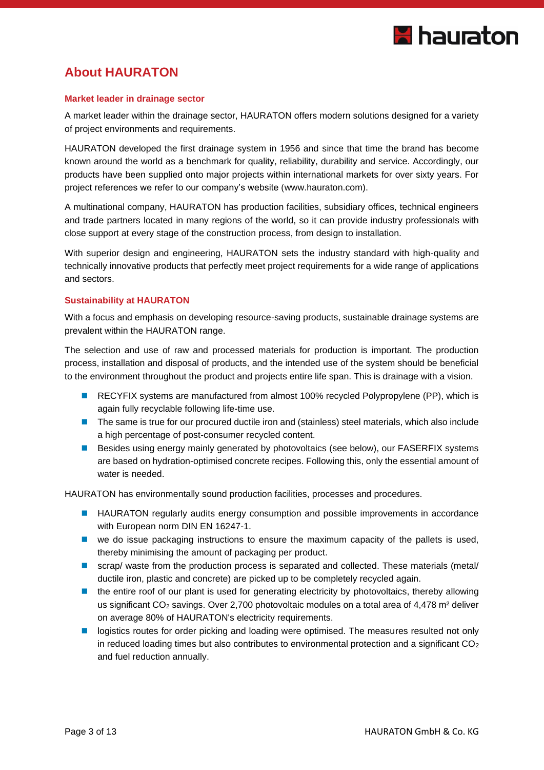## About HAURATON

### Market leader in drainage sector

A market leader within the drainage sector, HAURATON offers modern solutions designed for a variety of project environments and requirements.

HAURATON developed the first drainage system in 1956 and since that time the brand has become known around the world as a benchmark for quality, reliability, durability and service. Accordingly, our products have been supplied onto major projects within international markets for over sixty years. For project references we refer to our company's website (www.hauraton.com).

A multinational company, HAURATON has production facilities, subsidiary offices, technical engineers and trade partners located in many regions of the world, so it can provide industry professionals with close support at every stage of the construction process, from design to installation.

With superior design and engineering, HAURATON sets the industry standard with high-quality and technically innovative products that perfectly meet project requirements for a wide range of applications and sectors.

### Sustainability at HAURATON

With a focus and emphasis on developing resource-saving products, sustainable drainage systems are prevalent within the HAURATON range.

The selection and use of raw and processed materials for production is important. The production process, installation and disposal of products, and the intended use of the system should be beneficial to the environment throughout the product and projects entire life span. This is drainage with a vision.

- RECYFIX systems are manufactured from almost 100% recycled Polypropylene (PP), which is again fully recyclable following life-time use.
- The same is true for our procured ductile iron and (stainless) steel materials, which also include a high percentage of post-consumer recycled content.
- Besides using energy mainly generated by photovoltaics (see below), our FASERFIX systems are based on hydration-optimised concrete recipes. Following this, only the essential amount of water is needed.

HAURATON has environmentally sound production facilities, processes and procedures.

- HAURATON regularly audits energy consumption and possible improvements in accordance with European norm DIN EN 16247-1.
- we do issue packaging instructions to ensure the maximum capacity of the pallets is used, thereby minimising the amount of packaging per product.
- scrap/ waste from the production process is separated and collected. These materials (metal/ ductile iron, plastic and concrete) are picked up to be completely recycled again.
- the entire roof of our plant is used for generating electricity by photovoltaics, thereby allowing us significant $CO_2$ savings. Over 2,700 photovoltaic modules on a total area of 4,478 m² deliver on average 80% of HAURATON's electricity requirements.
- logistics routes for order picking and loading were optimised. The measures resulted not only in reduced loading times but also contributes to environmental protection and a significant $CO_2$ and fuel reduction annually.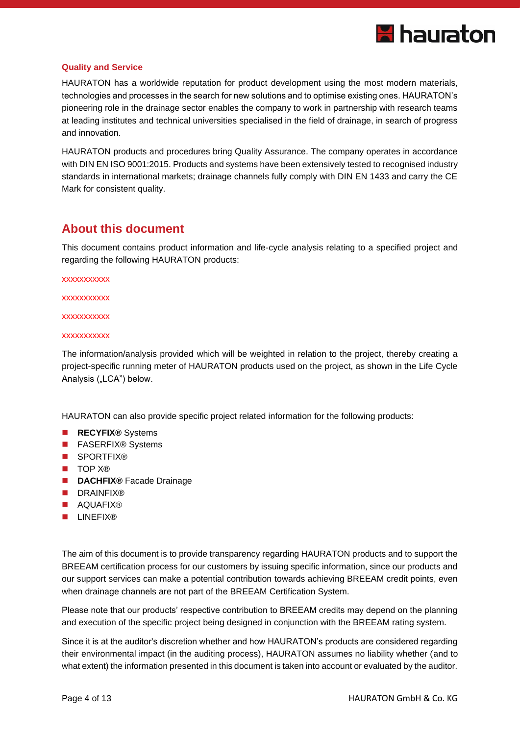### Quality and Service

HAURATON has a worldwide reputation for product development using the most modern materials, technologies and processes in the search for new solutions and to optimise existing ones. HAURATON's pioneering role in the drainage sector enables the company to work in partnership with research teams at leading institutes and technical universities specialised in the field of drainage, in search of progress and innovation.

HAURATON products and procedures bring Quality Assurance. The company operates in accordance with DIN EN ISO 9001:2015. Products and systems have been extensively tested to recognised industry standards in international markets; drainage channels fully comply with DIN EN 1433 and carry the CE Mark for consistent quality.

## About this document

This document contains product information and life-cycle analysis relating to a specified project and regarding the following HAURATON products:

xxxxxxxxxxx

xxxxxxxxxxx

xxxxxxxxxxx

xxxxxxxxxxx

The information/analysis provided which will be weighted in relation to the project, thereby creating a project-specific running meter of HAURATON products used on the project, as shown in the Life Cycle Analysis („LCA") below.

HAURATON can also provide specific project related information for the following products:

- **RECYFIX®** Systems
- FASERFIX® Systems
- SPORTFIX®
- TOP X®
- **DACHFIX®** Facade Drainage
- DRAINFIX®
- AQUAFIX®
- LINEFIX®

The aim of this document is to provide transparency regarding HAURATON products and to support the BREEAM certification process for our customers by issuing specific information, since our products and our support services can make a potential contribution towards achieving BREEAM credit points, even when drainage channels are not part of the BREEAM Certification System.

Please note that our products' respective contribution to BREEAM credits may depend on the planning and execution of the specific project being designed in conjunction with the BREEAM rating system.

Since it is at the auditor's discretion whether and how HAURATON's products are considered regarding their environmental impact (in the auditing process), HAURATON assumes no liability whether (and to what extent) the information presented in this document is taken into account or evaluated by the auditor.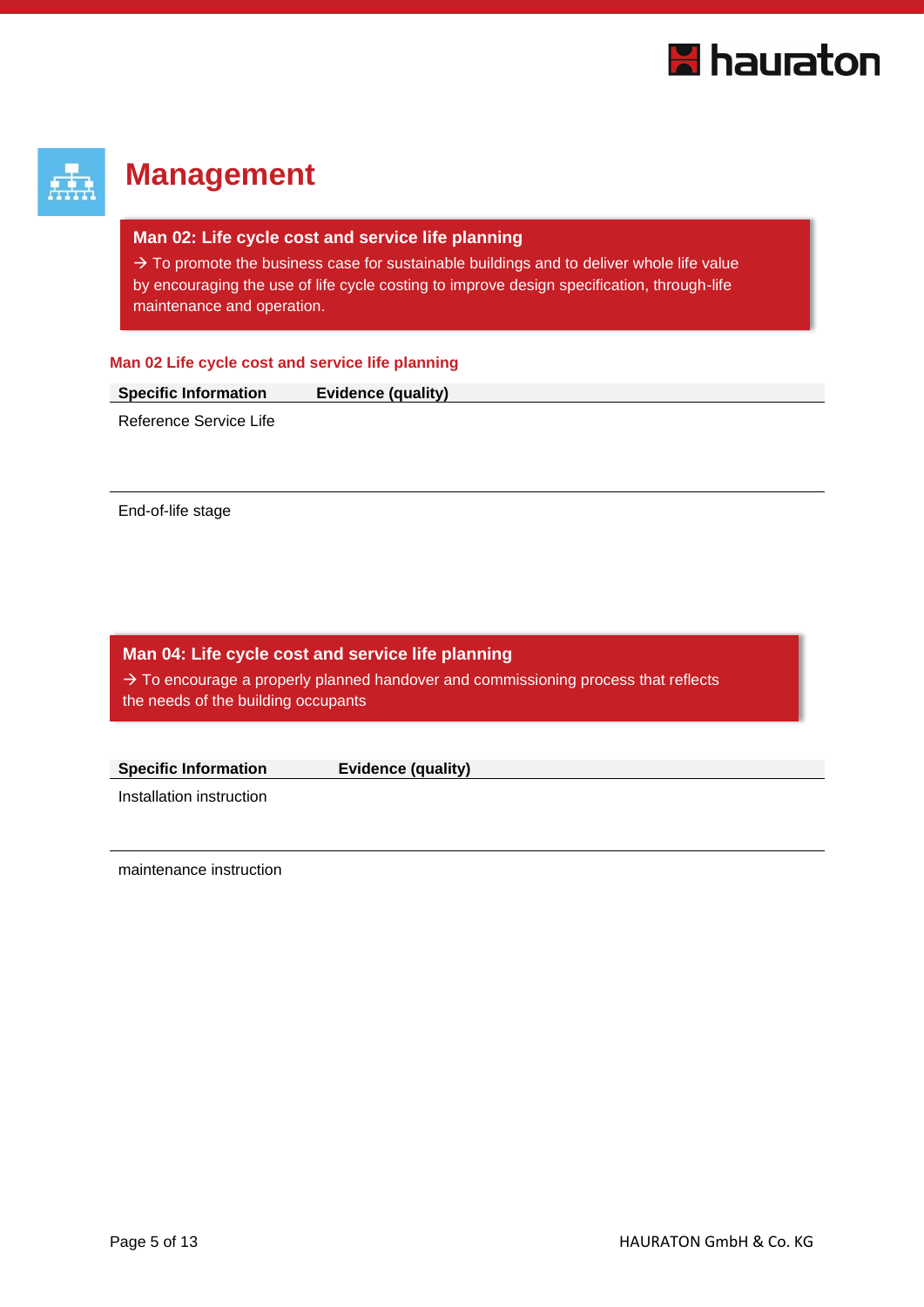# Management

**Man 02: Life cycle cost and service life planning**

→ To promote the business case for sustainable buildings and to deliver whole life value by encouraging the use of life cycle costing to improve design specification, through-life maintenance and operation.

### Man 02 Life cycle cost and service life planning

| Specific Information | Evidence (quality) |
| --- | --- |
| Reference Service Life | |
| End-of-life stage | |

**Man 04: Life cycle cost and service life planning**

→ To encourage a properly planned handover and commissioning process that reflects the needs of the building occupants

| Specific Information | Evidence (quality) |
| --- | --- |
| Installation instruction | |
| maintenance instruction | |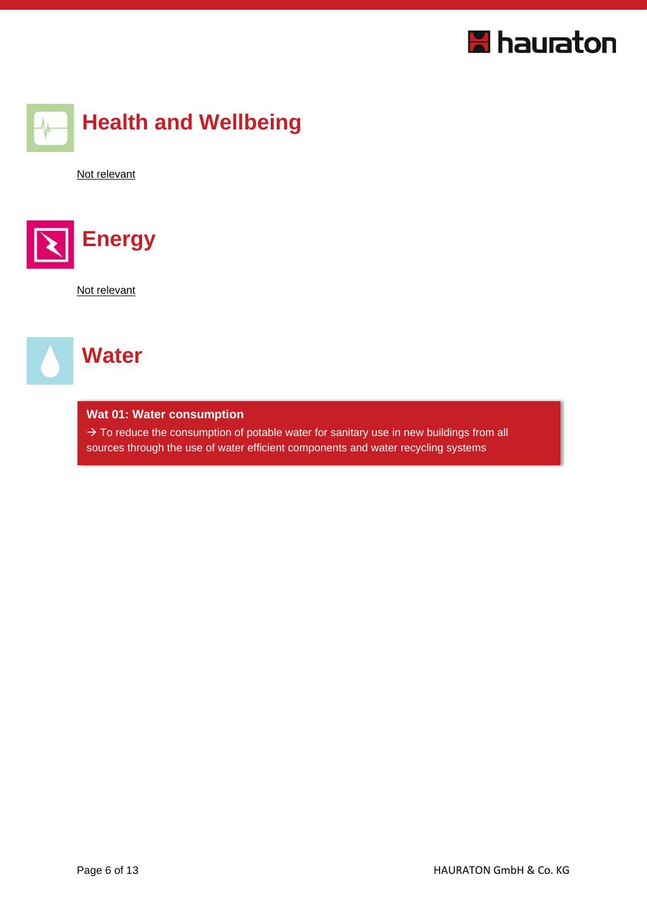## Health and Wellbeing

Not relevant

## Energy

Not relevant

## Water

**Wat 01: Water consumption**

→ To reduce the consumption of potable water for sanitary use in new buildings from all sources through the use of water efficient components and water recycling systems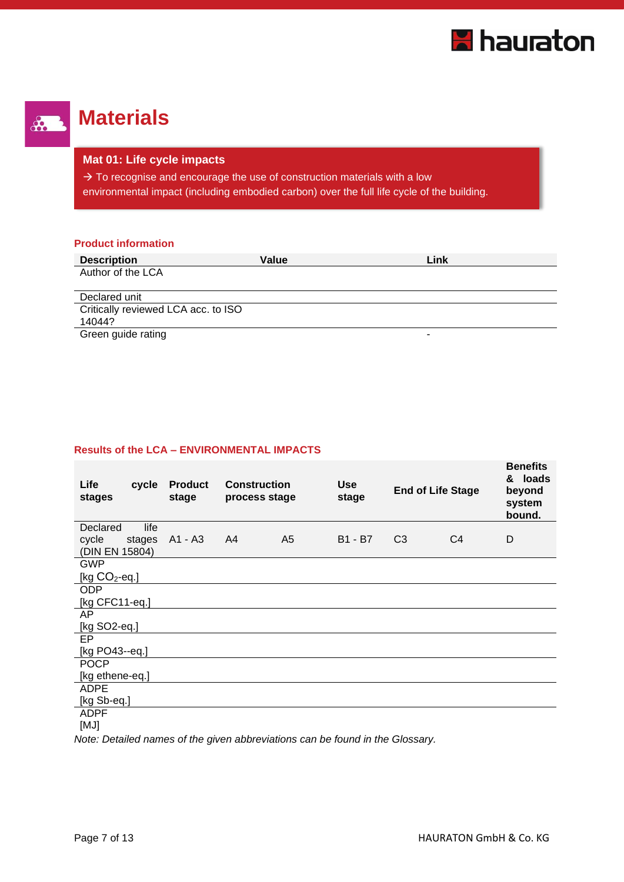# Materials

**Mat 01: Life cycle impacts**

→ To recognise and encourage the use of construction materials with a low environmental impact (including embodied carbon) over the full life cycle of the building.

### Product information

| Description | Value | Link |
|---|---|---|
| Author of the LCA | | |
| Declared unit | | |
| Critically reviewed LCA acc. to ISO 14044? | | |
| Green guide rating | | - |

### Results of the LCA – ENVIRONMENTAL IMPACTS

| Life cycle stages | Product stage | Construction process stage | | Use stage | End of Life Stage | | Benefits & loads beyond system bound. |
|---|---|---|---|---|---|---|---|
| Declared life cycle stages (DIN EN 15804) | A1 - A3 | A4 | A5 | B1 - B7 | C3 | C4 | D |
| GWP [kg $CO_2$-eq.] | | | | | | | |
| ODP [kg CFC11-eq.] | | | | | | | |
| AP [kg SO2-eq.] | | | | | | | |
| EP [kg PO43--eq.] | | | | | | | |
| POCP [kg ethene-eq.] | | | | | | | |
| ADPE [kg Sb-eq.] | | | | | | | |
| ADPF [MJ] | | | | | | | |

*Note: Detailed names of the given abbreviations can be found in the Glossary.*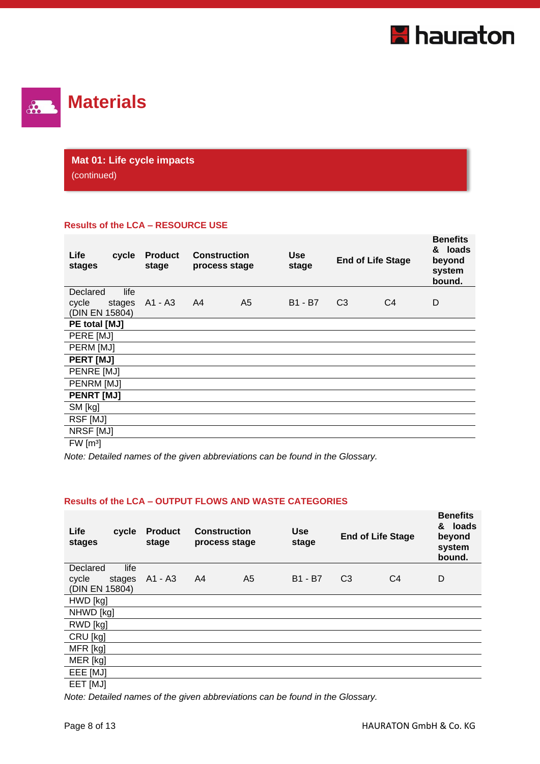# Materials

## Mat 01: Life cycle impacts
(continued)

### Results of the LCA – RESOURCE USE

| Life cycle stages | Product stage | Construction process stage | | Use stage | End of Life Stage | | Benefits & loads beyond system bound. |
|---|---|---|---|---|---|---|---|
| Declared life cycle stages (DIN EN 15804) | A1 - A3 | A4 | A5 | B1 - B7 | C3 | C4 | D |
| **PE total [MJ]** | | | | | | | |
| PERE [MJ] | | | | | | | |
| PERM [MJ] | | | | | | | |
| **PERT [MJ]** | | | | | | | |
| PENRE [MJ] | | | | | | | |
| PENRM [MJ] | | | | | | | |
| **PENRT [MJ]** | | | | | | | |
| SM [kg] | | | | | | | |
| RSF [MJ] | | | | | | | |
| NRSF [MJ] | | | | | | | |
| FW [m³] | | | | | | | |

*Note: Detailed names of the given abbreviations can be found in the Glossary.*

### Results of the LCA – OUTPUT FLOWS AND WASTE CATEGORIES

| Life cycle stages | Product stage | Construction process stage | | Use stage | End of Life Stage | | Benefits & loads beyond system bound. |
|---|---|---|---|---|---|---|---|
| Declared life cycle stages (DIN EN 15804) | A1 - A3 | A4 | A5 | B1 - B7 | C3 | C4 | D |
| HWD [kg] | | | | | | | |
| NHWD [kg] | | | | | | | |
| RWD [kg] | | | | | | | |
| CRU [kg] | | | | | | | |
| MFR [kg] | | | | | | | |
| MER [kg] | | | | | | | |
| EEE [MJ] | | | | | | | |
| EET [MJ] | | | | | | | |

*Note: Detailed names of the given abbreviations can be found in the Glossary.*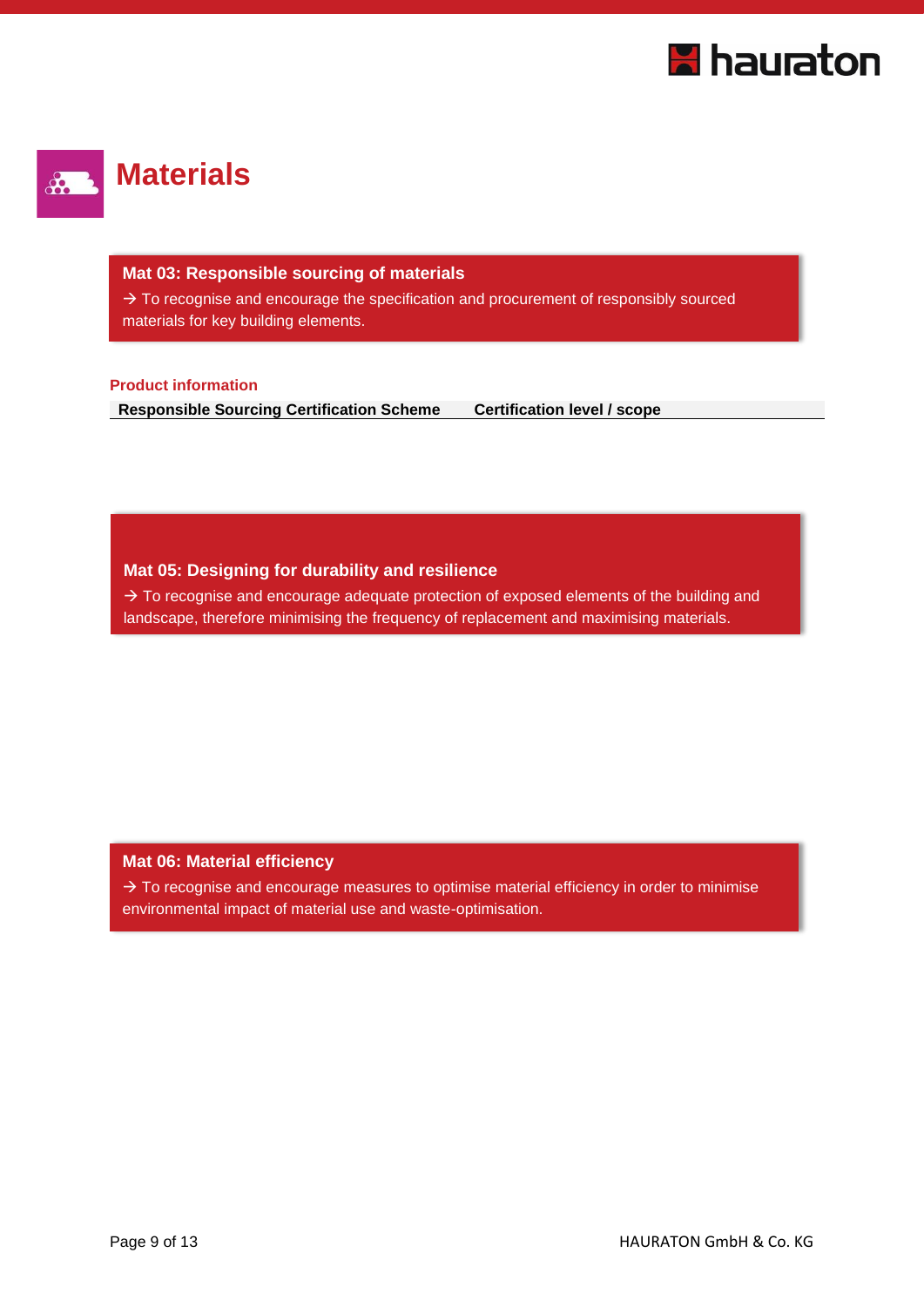# Materials

**Mat 03: Responsible sourcing of materials**

→ To recognise and encourage the specification and procurement of responsibly sourced materials for key building elements.

**Product information**

| Responsible Sourcing Certification Scheme | Certification level / scope |
|---|---|

**Mat 05: Designing for durability and resilience**

→ To recognise and encourage adequate protection of exposed elements of the building and landscape, therefore minimising the frequency of replacement and maximising materials.

**Mat 06: Material efficiency**

→ To recognise and encourage measures to optimise material efficiency in order to minimise environmental impact of material use and waste-optimisation.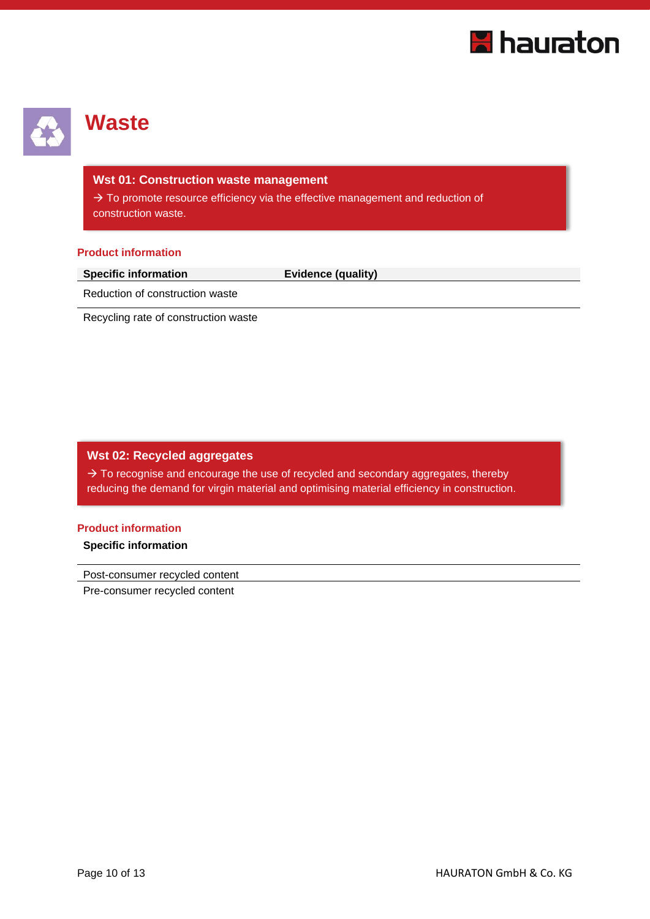# Waste

## Wst 01: Construction waste management

→ To promote resource efficiency via the effective management and reduction of construction waste.

### Product information

| Specific information | Evidence (quality) |
| --- | --- |
| Reduction of construction waste | |
| Recycling rate of construction waste | |

## Wst 02: Recycled aggregates

→ To recognise and encourage the use of recycled and secondary aggregates, thereby reducing the demand for virgin material and optimising material efficiency in construction.

### Product information

| Specific information |
| --- |
| Post-consumer recycled content |
| Pre-consumer recycled content |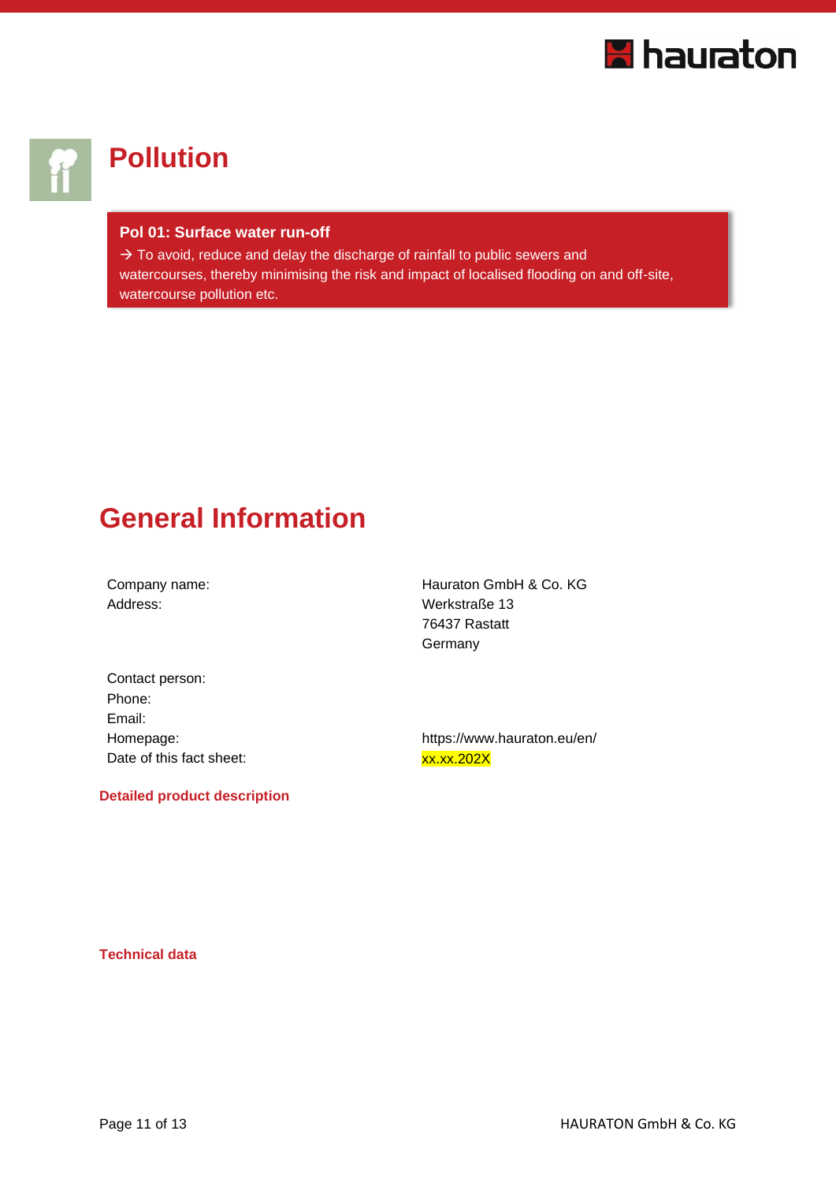# Pollution

**Pol 01: Surface water run-off**

→ To avoid, reduce and delay the discharge of rainfall to public sewers and watercourses, thereby minimising the risk and impact of localised flooding on and off-site, watercourse pollution etc.

# General Information

| | |
|---|---|
| Company name: | Hauraton GmbH & Co. KG |
| Address: | Werkstraße 13<br>76437 Rastatt<br>Germany |
| Contact person: | |
| Phone: | |
| Email: | |
| Homepage: | https://www.hauraton.eu/en/ |
| Date of this fact sheet: | xx.xx.202X |

### Detailed product description

### Technical data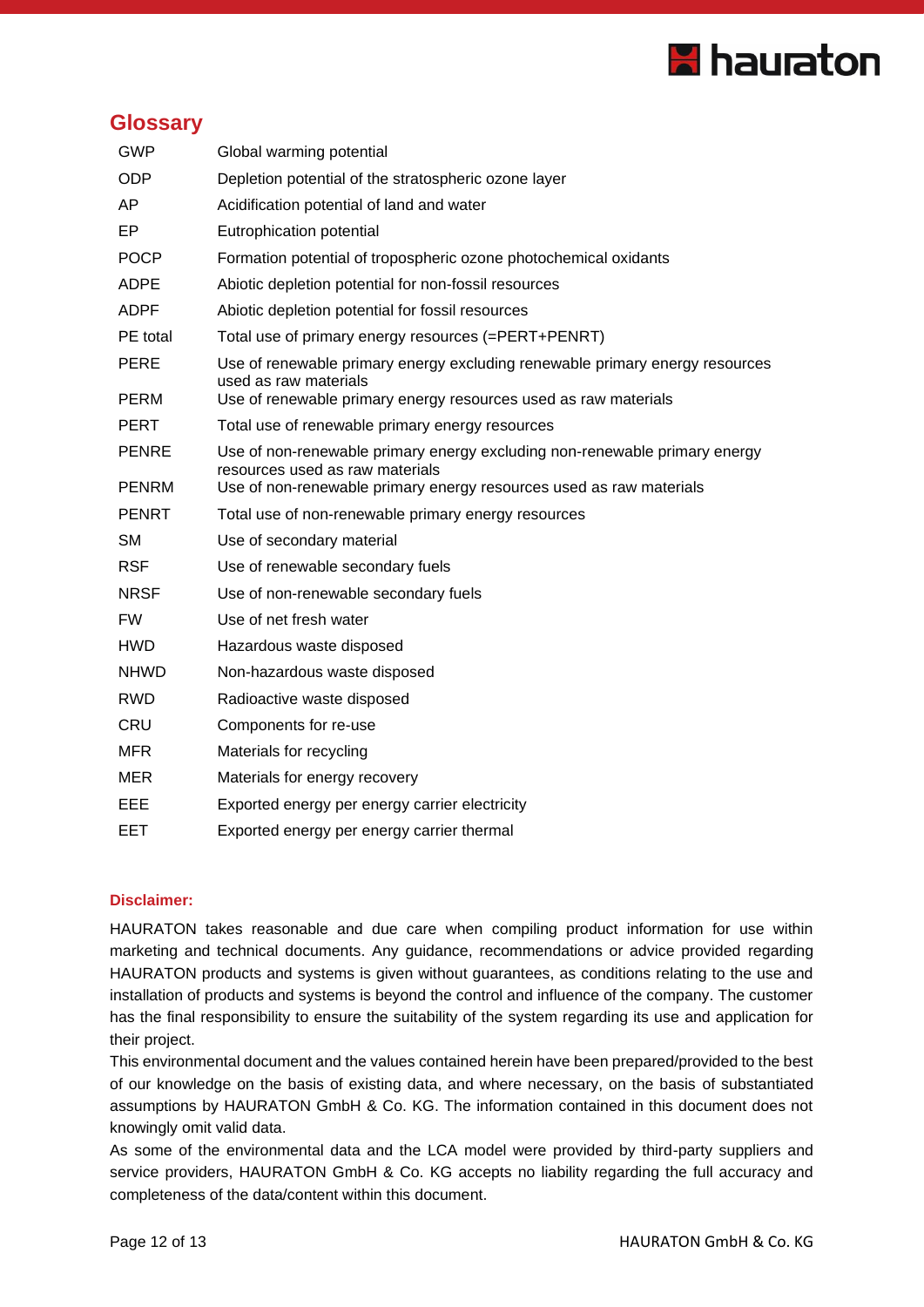## Glossary

| | |
|---|---|
| GWP | Global warming potential |
| ODP | Depletion potential of the stratospheric ozone layer |
| AP | Acidification potential of land and water |
| EP | Eutrophication potential |
| POCP | Formation potential of tropospheric ozone photochemical oxidants |
| ADPE | Abiotic depletion potential for non-fossil resources |
| ADPF | Abiotic depletion potential for fossil resources |
| PE total | Total use of primary energy resources (=PERT+PENRT) |
| PERE | Use of renewable primary energy excluding renewable primary energy resources used as raw materials |
| PERM | Use of renewable primary energy resources used as raw materials |
| PERT | Total use of renewable primary energy resources |
| PENRE | Use of non-renewable primary energy excluding non-renewable primary energy resources used as raw materials |
| PENRM | Use of non-renewable primary energy resources used as raw materials |
| PENRT | Total use of non-renewable primary energy resources |
| SM | Use of secondary material |
| RSF | Use of renewable secondary fuels |
| NRSF | Use of non-renewable secondary fuels |
| FW | Use of net fresh water |
| HWD | Hazardous waste disposed |
| NHWD | Non-hazardous waste disposed |
| RWD | Radioactive waste disposed |
| CRU | Components for re-use |
| MFR | Materials for recycling |
| MER | Materials for energy recovery |
| EEE | Exported energy per energy carrier electricity |
| EET | Exported energy per energy carrier thermal |

**Disclaimer:**

HAURATON takes reasonable and due care when compiling product information for use within marketing and technical documents. Any guidance, recommendations or advice provided regarding HAURATON products and systems is given without guarantees, as conditions relating to the use and installation of products and systems is beyond the control and influence of the company. The customer has the final responsibility to ensure the suitability of the system regarding its use and application for their project.

This environmental document and the values contained herein have been prepared/provided to the best of our knowledge on the basis of existing data, and where necessary, on the basis of substantiated assumptions by HAURATON GmbH & Co. KG. The information contained in this document does not knowingly omit valid data.

As some of the environmental data and the LCA model were provided by third-party suppliers and service providers, HAURATON GmbH & Co. KG accepts no liability regarding the full accuracy and completeness of the data/content within this document.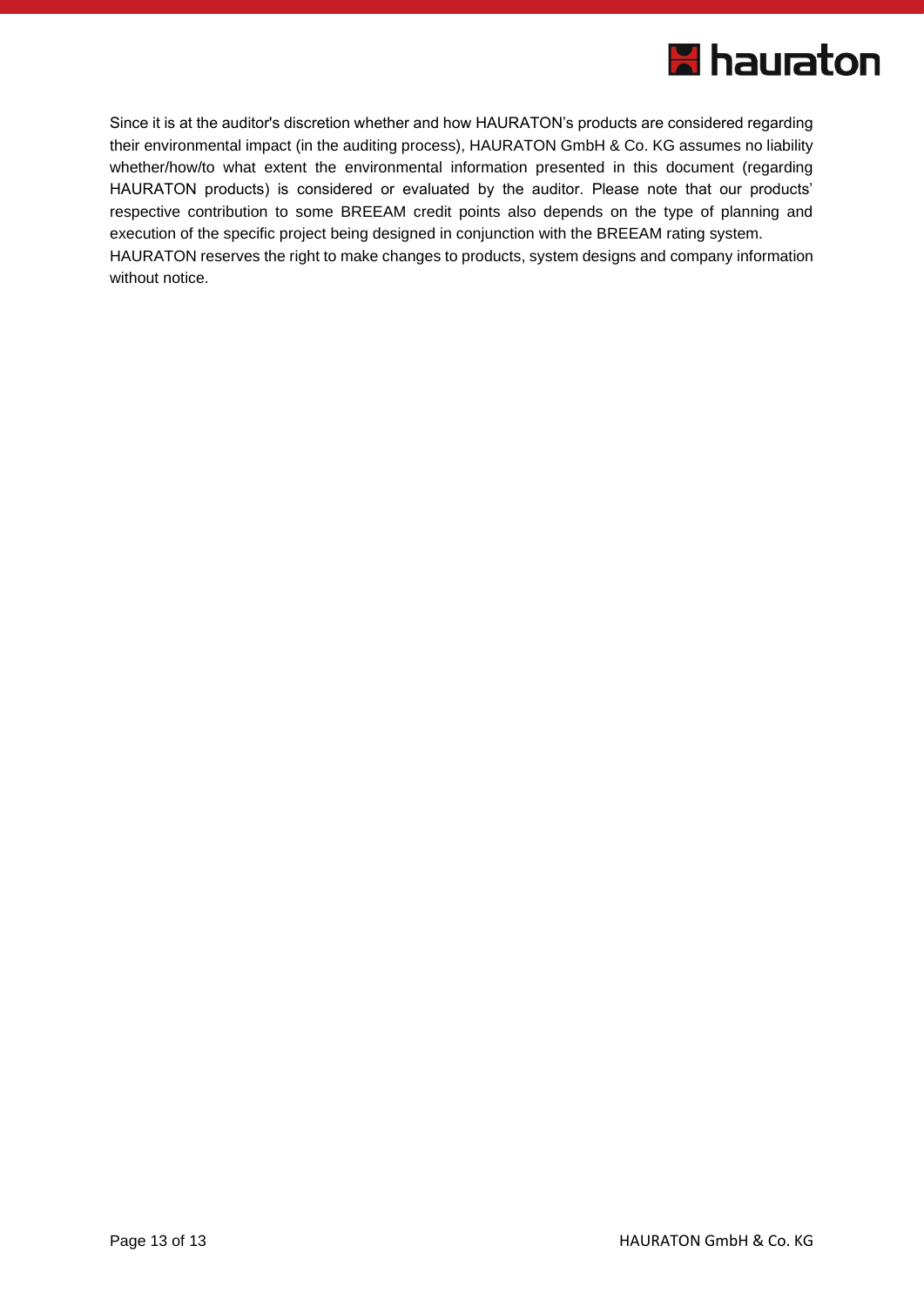Since it is at the auditor's discretion whether and how HAURATON's products are considered regarding their environmental impact (in the auditing process), HAURATON GmbH & Co. KG assumes no liability whether/how/to what extent the environmental information presented in this document (regarding HAURATON products) is considered or evaluated by the auditor. Please note that our products' respective contribution to some BREEAM credit points also depends on the type of planning and execution of the specific project being designed in conjunction with the BREEAM rating system.

HAURATON reserves the right to make changes to products, system designs and company information without notice.